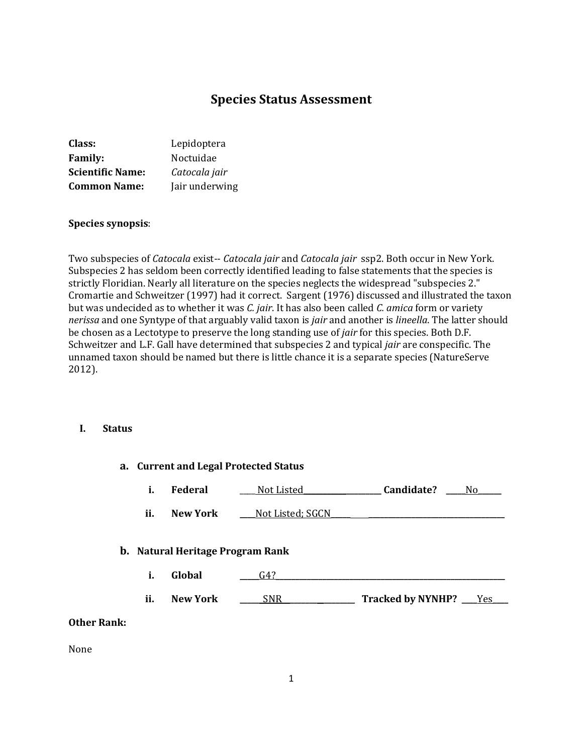# Species Status Assessment

**Class:** Lepidoptera
**Family:** Noctuidae
**Scientific Name:** *Catocala jair*
**Common Name:** Jair underwing

**Species synopsis**:

Two subspecies of *Catocala* exist-- *Catocala jair* and *Catocala jair* ssp2. Both occur in New York. Subspecies 2 has seldom been correctly identified leading to false statements that the species is strictly Floridian. Nearly all literature on the species neglects the widespread "subspecies 2." Cromartie and Schweitzer (1997) had it correct. Sargent (1976) discussed and illustrated the taxon but was undecided as to whether it was *C. jair*. It has also been called *C. amica* form or variety *nerissa* and one Syntype of that arguably valid taxon is *jair* and another is *lineella*. The latter should be chosen as a Lectotype to preserve the long standing use of *jair* for this species. Both D.F. Schweitzer and L.F. Gall have determined that subspecies 2 and typical *jair* are conspecific. The unnamed taxon should be named but there is little chance it is a separate species (NatureServe 2012).

## I. Status

### a. Current and Legal Protected Status

i. **Federal** ____Not Listed____________________ **Candidate?** _____No______

ii. **New York** ____Not Listed; SGCN_____ ___________________________________

### b. Natural Heritage Program Rank

i. **Global** _____G4?___________________________________________________________

ii. **New York** ______SNR____________________ **Tracked by NYNHP?** ____Yes____

**Other Rank:**

None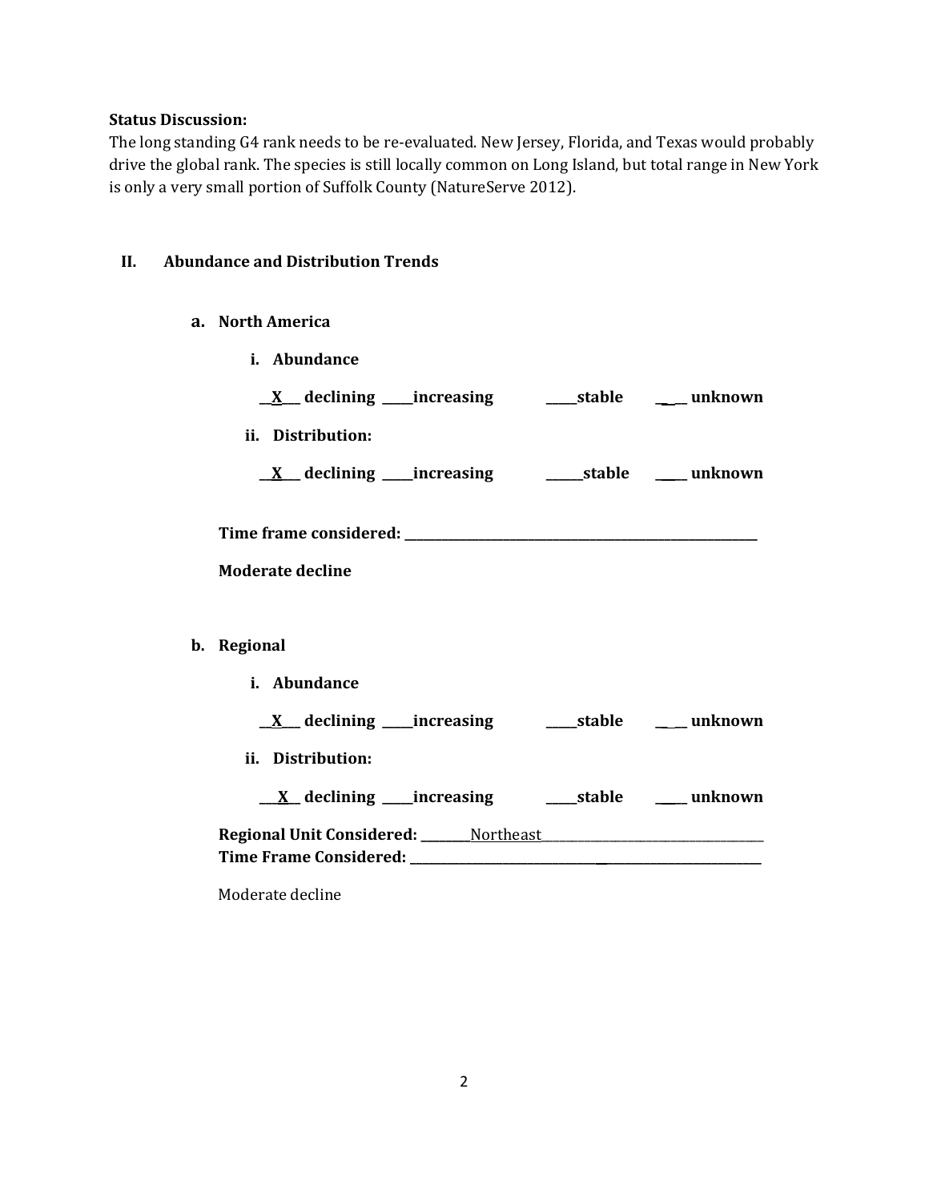**Status Discussion:**

The long standing G4 rank needs to be re-evaluated. New Jersey, Florida, and Texas would probably drive the global rank. The species is still locally common on Long Island, but total range in New York is only a very small portion of Suffolk County (NatureServe 2012).

## II. Abundance and Distribution Trends

### a. North America

**i. Abundance**

**\_\_X\_\_ declining \_\_\_\_\_increasing \_\_\_\_\_stable \_\_\_\_ unknown**

**ii. Distribution:**

**\_\_X\_\_ declining \_\_\_\_\_increasing \_\_\_\_\_\_stable \_\_\_\_\_ unknown**

**Time frame considered: \_\_\_\_\_\_\_\_\_\_\_\_\_\_\_\_\_\_\_\_\_\_\_\_\_\_\_\_\_\_\_\_\_\_\_\_\_\_\_\_\_\_\_\_\_\_\_\_\_\_\_\_\_\_\_\_\_\_\_\_**

**Moderate decline**

### b. Regional

**i. Abundance**

**\_\_X\_\_ declining \_\_\_\_\_increasing \_\_\_\_\_stable \_\_\_\_ unknown**

**ii. Distribution:**

**\_\_\_X\_\_ declining \_\_\_\_\_increasing \_\_\_\_\_stable \_\_\_\_\_ unknown**

**Regional Unit Considered: \_\_\_\_\_\_\_\_**Northeast**\_\_\_\_\_\_\_\_\_\_\_\_\_\_\_\_\_\_\_\_\_\_\_\_\_\_\_\_\_\_\_\_\_\_\_\_\_**

**Time Frame Considered: \_\_\_\_\_\_\_\_\_\_\_\_\_\_\_\_\_\_\_\_\_\_\_\_\_\_\_\_\_\_\_\_\_\_\_\_\_\_\_\_\_\_\_\_\_\_\_\_\_\_\_\_\_\_\_\_\_\_\_\_\_**

Moderate decline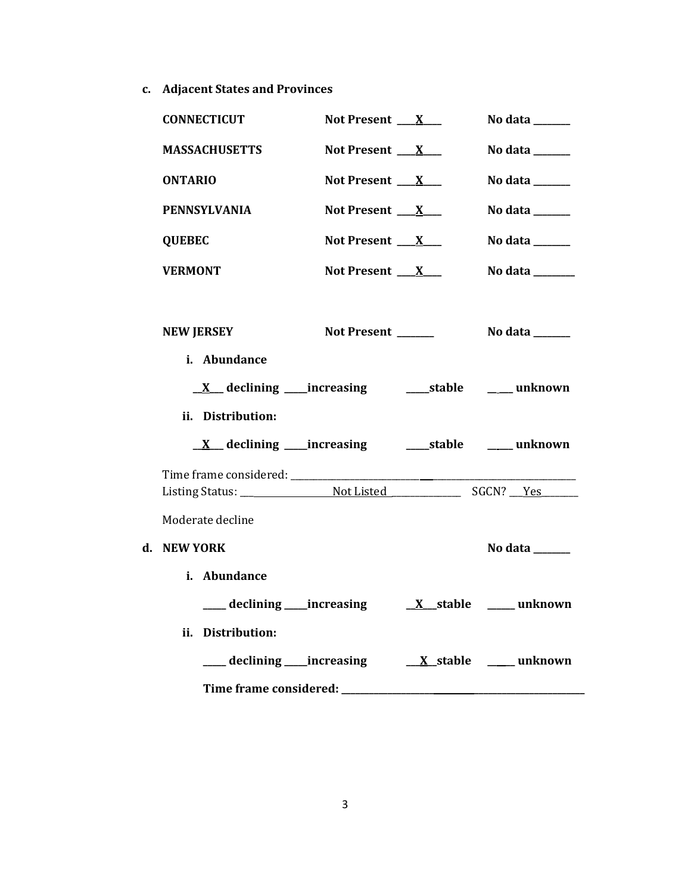**c. Adjacent States and Provinces**

**CONNECTICUT** **Not Present ___X___** **No data _______**

**MASSACHUSETTS** **Not Present ___X___** **No data _______**

**ONTARIO** **Not Present ___X___** **No data _______**

**PENNSYLVANIA** **Not Present ___X___** **No data _______**

**QUEBEC** **Not Present ___X___** **No data _______**

**VERMONT** **Not Present ___X___** **No data ________**

**NEW JERSEY** **Not Present _______** **No data _______**

**i. Abundance**

**__X__ declining ____increasing ____stable ____ unknown**

**ii. Distribution:**

**__X__ declining ____increasing ____stable ____ unknown**

Time frame considered: ___________________________________________________________
Listing Status: ___________________Not Listed_______________ SGCN? ___Yes________

Moderate decline

**d. NEW YORK** **No data _______**

**i. Abundance**

**____ declining ____increasing __X__stable _____ unknown**

**ii. Distribution:**

**____ declining ____increasing __X__stable _____ unknown**

**Time frame considered: ___________________________________________________**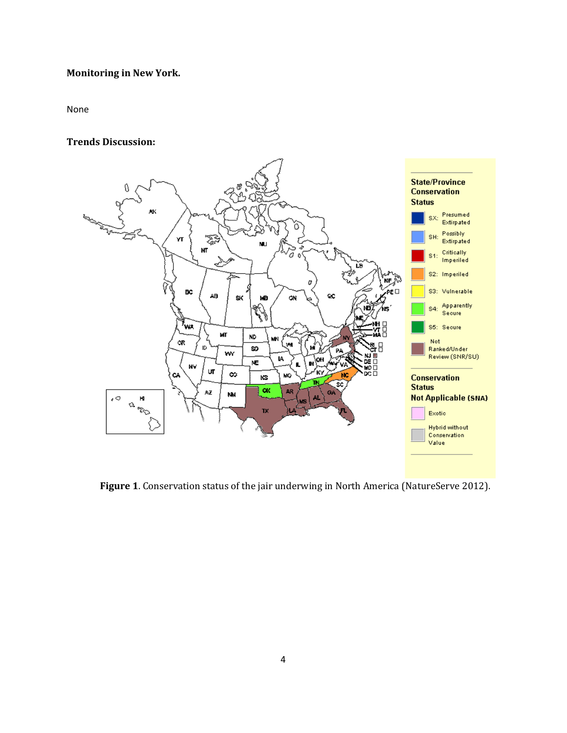**Monitoring in New York.**

None

**Trends Discussion:**

**Figure 1**. Conservation status of the jair underwing in North America (NatureServe 2012).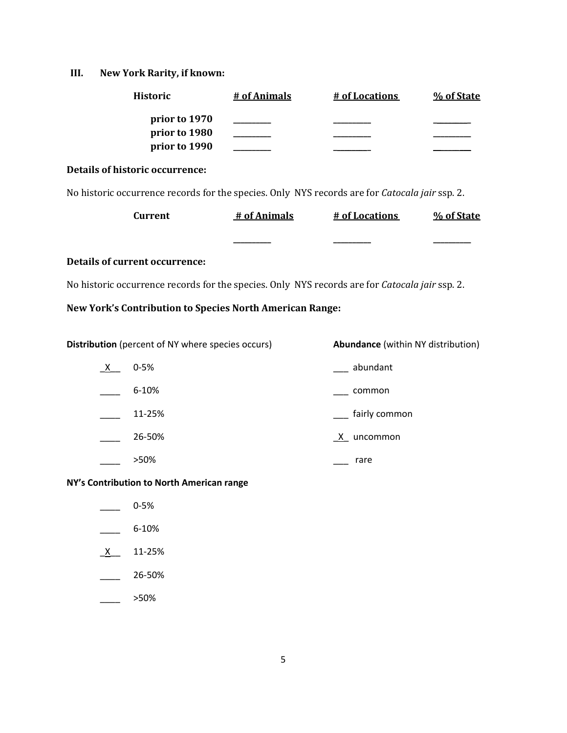## III. New York Rarity, if known:

| Historic | # of Animals | # of Locations | % of State |
|---|---|---|---|
| prior to 1970 | ________ | ________ | ________ |
| prior to 1980 | ________ | ________ | ________ |
| prior to 1990 | ________ | ________ | ________ |

**Details of historic occurrence:**

No historic occurrence records for the species. Only NYS records are for *Catocala jair* ssp. 2.

| Current | # of Animals | # of Locations | % of State |
|---|---|---|---|
| | ________ | ________ | ________ |

**Details of current occurrence:**

No historic occurrence records for the species. Only NYS records are for *Catocala jair* ssp. 2.

**New York's Contribution to Species North American Range:**

**Distribution** (percent of NY where species occurs)

- _X__ 0-5%
- ____ 6-10%
- ____ 11-25%
- ____ 26-50%
- ____ >50%

**Abundance** (within NY distribution)

- ___ abundant
- ___ common
- ___ fairly common
- _X_ uncommon
- ___ rare

**NY's Contribution to North American range**

- ____ 0-5%
- ____ 6-10%
- _X__ 11-25%
- ____ 26-50%
- ____ >50%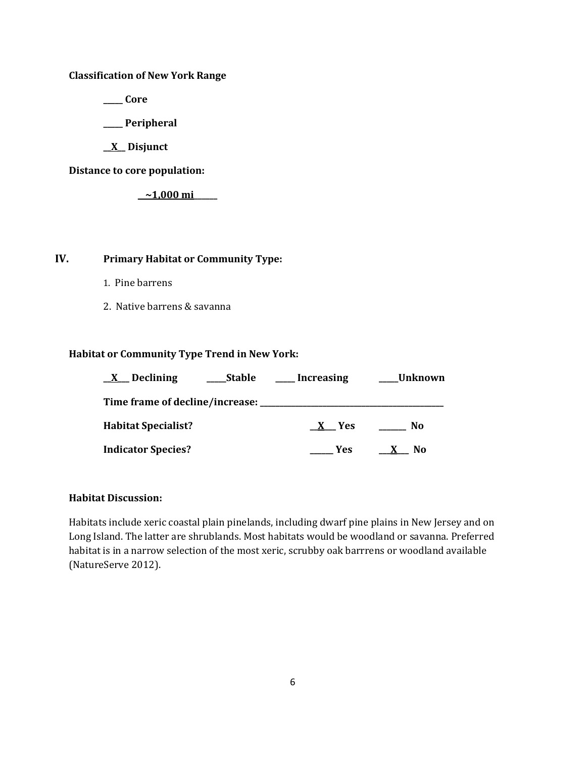**Classification of New York Range**

_____ **Core**

_____ **Peripheral**

__X__ **Disjunct**

**Distance to core population:**

__~1,000 mi______

## IV. Primary Habitat or Community Type:

1. Pine barrens
2. Native barrens & savanna

**Habitat or Community Type Trend in New York:**

__X__ **Declining** _____**Stable** _____ **Increasing** _____**Unknown**

**Time frame of decline/increase:** _______________________________________________

**Habitat Specialist?** __X___ **Yes** _______ **No**

**Indicator Species?** ______ **Yes** ___X___ **No**

**Habitat Discussion:**

Habitats include xeric coastal plain pinelands, including dwarf pine plains in New Jersey and on Long Island. The latter are shrublands. Most habitats would be woodland or savanna. Preferred habitat is in a narrow selection of the most xeric, scrubby oak barrrens or woodland available (NatureServe 2012).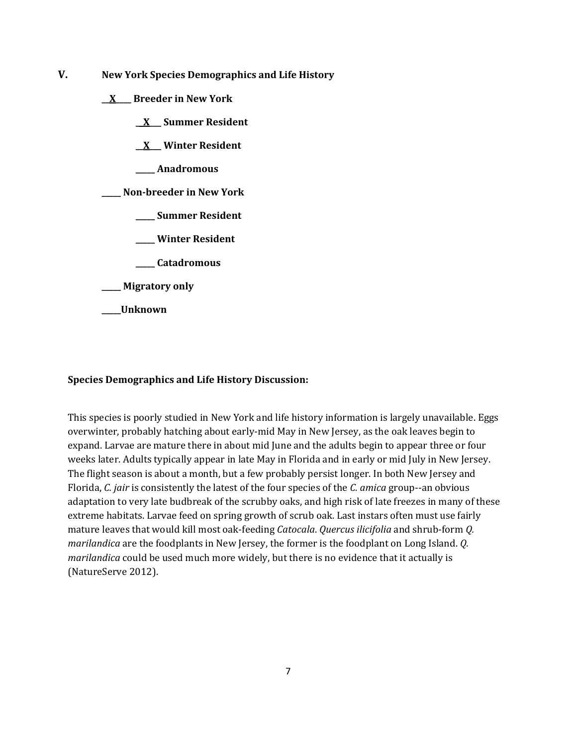## V. New York Species Demographics and Life History

**__X____ Breeder in New York**

**__X___ Summer Resident**

**__X___ Winter Resident**

**_____ Anadromous**

**_____ Non-breeder in New York**

**_____ Summer Resident**

**_____ Winter Resident**

**_____ Catadromous**

**_____ Migratory only**

**_____Unknown**

**Species Demographics and Life History Discussion:**

This species is poorly studied in New York and life history information is largely unavailable. Eggs overwinter, probably hatching about early-mid May in New Jersey, as the oak leaves begin to expand. Larvae are mature there in about mid June and the adults begin to appear three or four weeks later. Adults typically appear in late May in Florida and in early or mid July in New Jersey. The flight season is about a month, but a few probably persist longer. In both New Jersey and Florida, *C. jair* is consistently the latest of the four species of the *C. amica* group--an obvious adaptation to very late budbreak of the scrubby oaks, and high risk of late freezes in many of these extreme habitats. Larvae feed on spring growth of scrub oak. Last instars often must use fairly mature leaves that would kill most oak-feeding *Catocala*. *Quercus ilicifolia* and shrub-form *Q. marilandica* are the foodplants in New Jersey, the former is the foodplant on Long Island. *Q. marilandica* could be used much more widely, but there is no evidence that it actually is (NatureServe 2012).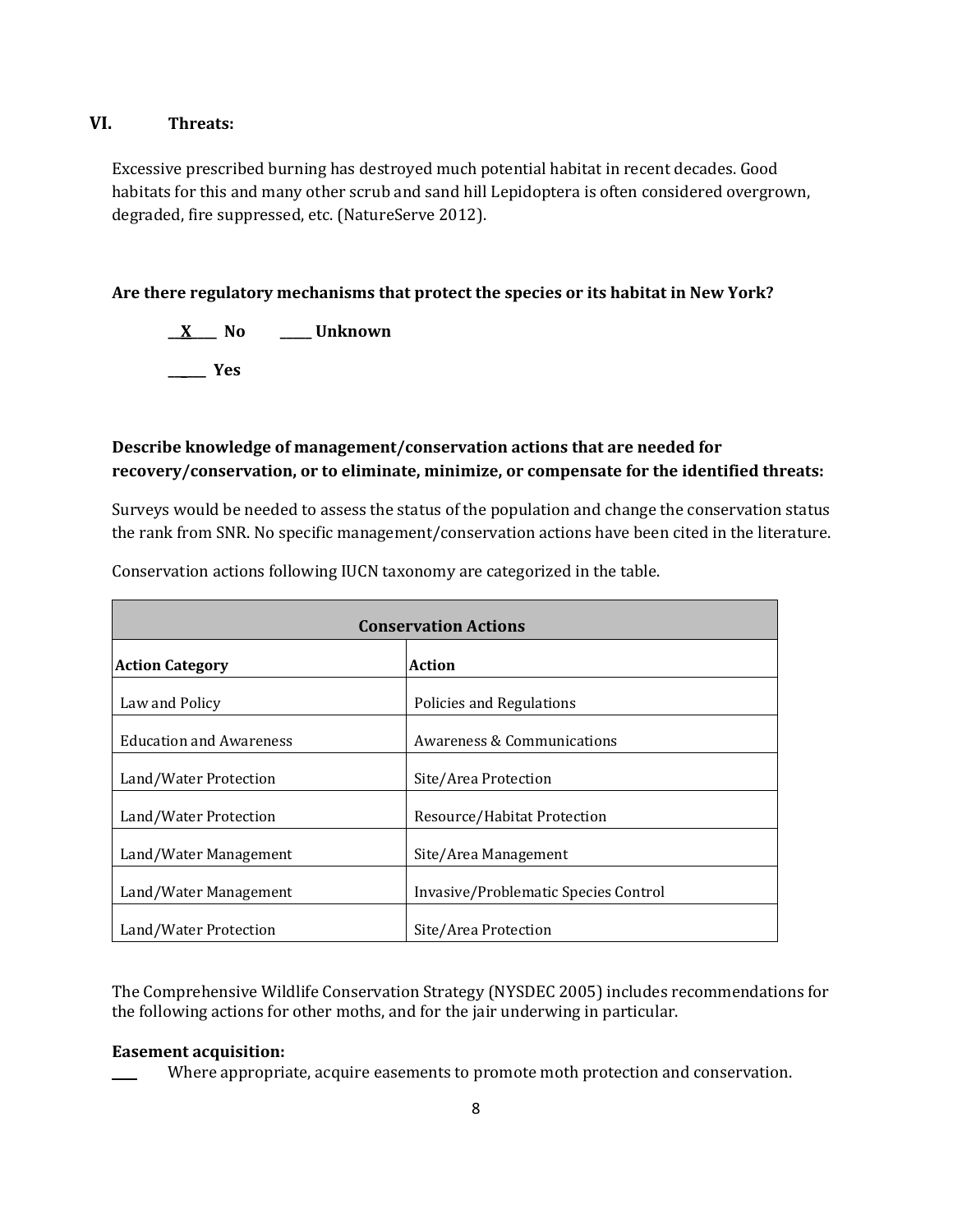## VI. Threats:

Excessive prescribed burning has destroyed much potential habitat in recent decades. Good habitats for this and many other scrub and sand hill Lepidoptera is often considered overgrown, degraded, fire suppressed, etc. (NatureServe 2012).

**Are there regulatory mechanisms that protect the species or its habitat in New York?**

__X__ **No** _____ **Unknown**

_____ **Yes**

**Describe knowledge of management/conservation actions that are needed for recovery/conservation, or to eliminate, minimize, or compensate for the identified threats:**

Surveys would be needed to assess the status of the population and change the conservation status the rank from SNR. No specific management/conservation actions have been cited in the literature.

Conservation actions following IUCN taxonomy are categorized in the table.

| Conservation Actions | |
|---|---|
| **Action Category** | **Action** |
| Law and Policy | Policies and Regulations |
| Education and Awareness | Awareness & Communications |
| Land/Water Protection | Site/Area Protection |
| Land/Water Protection | Resource/Habitat Protection |
| Land/Water Management | Site/Area Management |
| Land/Water Management | Invasive/Problematic Species Control |
| Land/Water Protection | Site/Area Protection |

The Comprehensive Wildlife Conservation Strategy (NYSDEC 2005) includes recommendations for the following actions for other moths, and for the jair underwing in particular.

**Easement acquisition:**

____ Where appropriate, acquire easements to promote moth protection and conservation.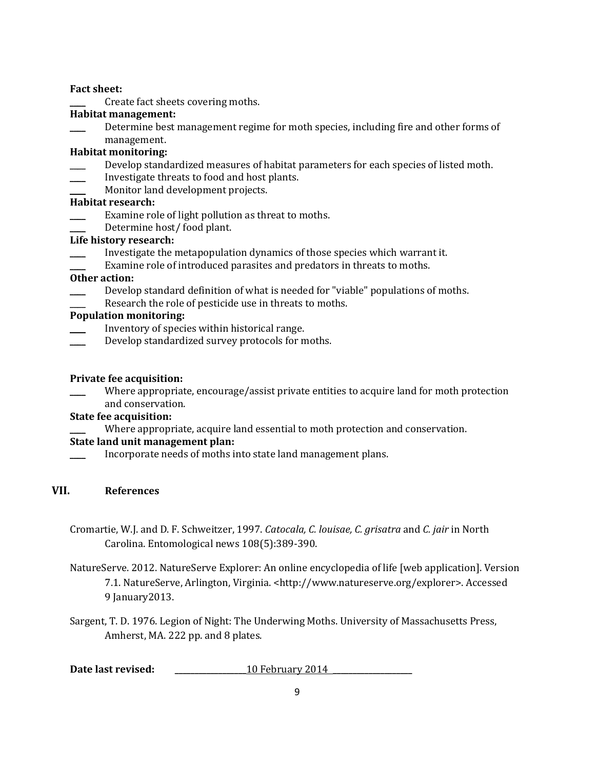**Fact sheet:**

____ Create fact sheets covering moths.

**Habitat management:**

____ Determine best management regime for moth species, including fire and other forms of management.

**Habitat monitoring:**

____ Develop standardized measures of habitat parameters for each species of listed moth.

____ Investigate threats to food and host plants.

____ Monitor land development projects.

**Habitat research:**

____ Examine role of light pollution as threat to moths.

____ Determine host/ food plant.

**Life history research:**

____ Investigate the metapopulation dynamics of those species which warrant it.

____ Examine role of introduced parasites and predators in threats to moths.

**Other action:**

____ Develop standard definition of what is needed for "viable" populations of moths.

____ Research the role of pesticide use in threats to moths.

**Population monitoring:**

____ Inventory of species within historical range.

____ Develop standardized survey protocols for moths.

**Private fee acquisition:**

____ Where appropriate, encourage/assist private entities to acquire land for moth protection and conservation.

**State fee acquisition:**

____ Where appropriate, acquire land essential to moth protection and conservation.

**State land unit management plan:**

____ Incorporate needs of moths into state land management plans.

## VII. References

Cromartie, W.J. and D. F. Schweitzer, 1997. *Catocala, C. louisae, C. grisatra* and *C. jair* in North Carolina. Entomological news 108(5):389-390.

NatureServe. 2012. NatureServe Explorer: An online encyclopedia of life [web application]. Version 7.1. NatureServe, Arlington, Virginia. <http://www.natureserve.org/explorer>. Accessed 9 January2013.

Sargent, T. D. 1976. Legion of Night: The Underwing Moths. University of Massachusetts Press, Amherst, MA. 222 pp. and 8 plates.

**Date last revised:** ________________10 February 2014 __________________